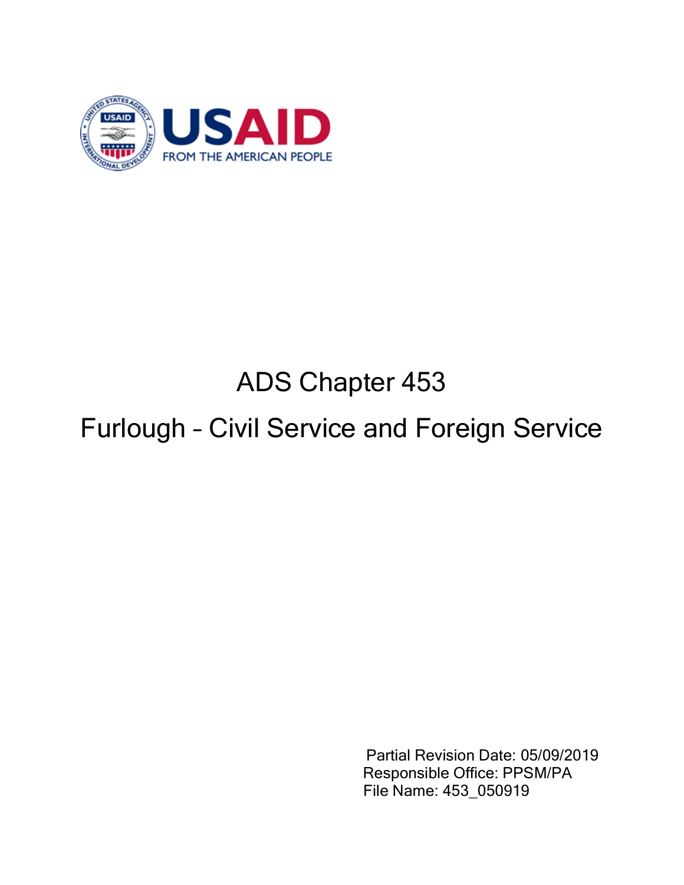# ADS Chapter 453

# Furlough – Civil Service and Foreign Service

Partial Revision Date: 05/09/2019
Responsible Office: PPSM/PA
File Name: 453_050919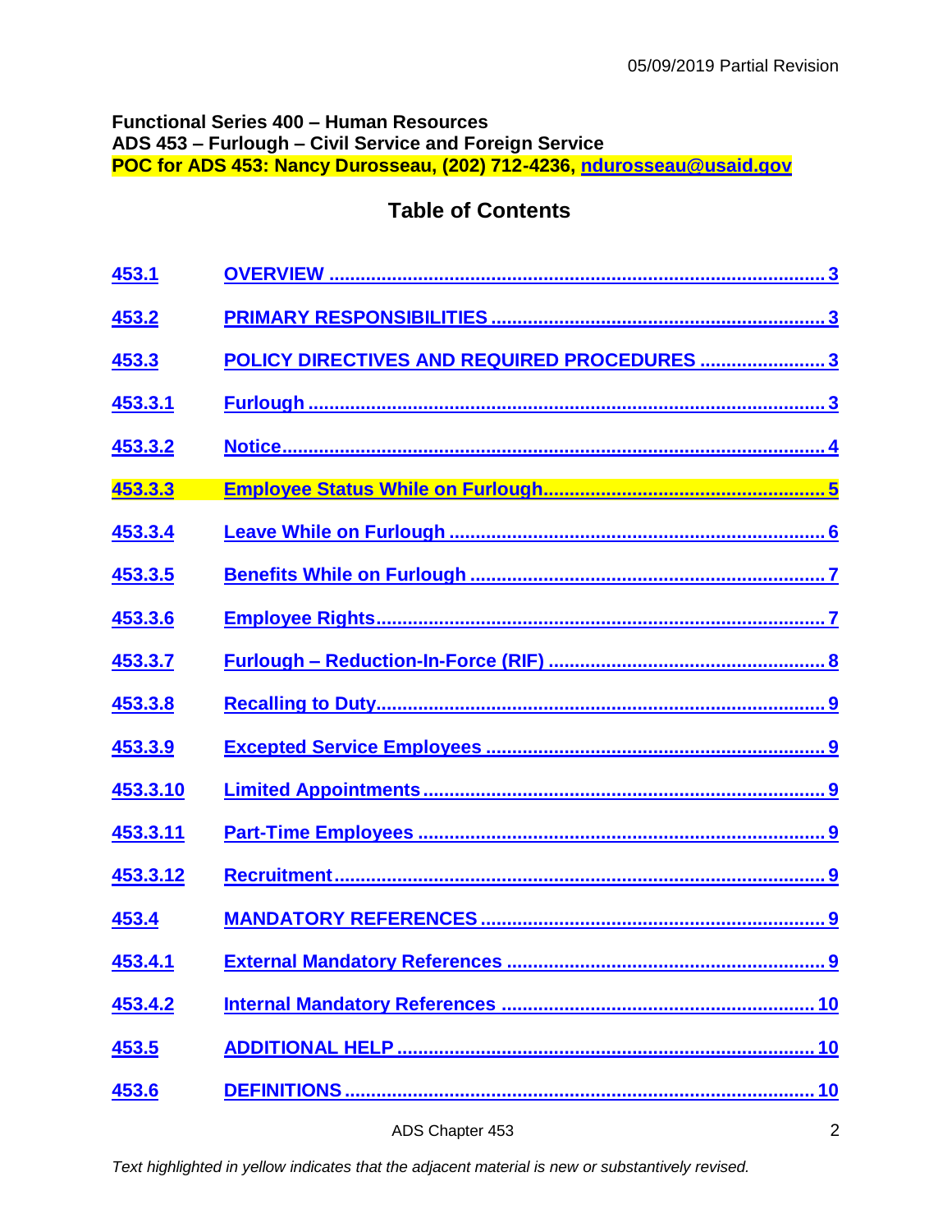05/09/2019 Partial Revision

**Functional Series 400 – Human Resources**
**ADS 453 – Furlough – Civil Service and Foreign Service**
**POC for ADS 453: Nancy Durosseau, (202) 712-4236, ndurosseau@usaid.gov**

## Table of Contents

| | | |
|---|---|---|
| 453.1 | OVERVIEW | 3 |
| 453.2 | PRIMARY RESPONSIBILITIES | 3 |
| 453.3 | POLICY DIRECTIVES AND REQUIRED PROCEDURES | 3 |
| 453.3.1 | Furlough | 3 |
| 453.3.2 | Notice | 4 |
| 453.3.3 | Employee Status While on Furlough | 5 |
| 453.3.4 | Leave While on Furlough | 6 |
| 453.3.5 | Benefits While on Furlough | 7 |
| 453.3.6 | Employee Rights | 7 |
| 453.3.7 | Furlough – Reduction-In-Force (RIF) | 8 |
| 453.3.8 | Recalling to Duty | 9 |
| 453.3.9 | Excepted Service Employees | 9 |
| 453.3.10 | Limited Appointments | 9 |
| 453.3.11 | Part-Time Employees | 9 |
| 453.3.12 | Recruitment | 9 |
| 453.4 | MANDATORY REFERENCES | 9 |
| 453.4.1 | External Mandatory References | 9 |
| 453.4.2 | Internal Mandatory References | 10 |
| 453.5 | ADDITIONAL HELP | 10 |
| 453.6 | DEFINITIONS | 10 |

ADS Chapter 453

*Text highlighted in yellow indicates that the adjacent material is new or substantively revised.*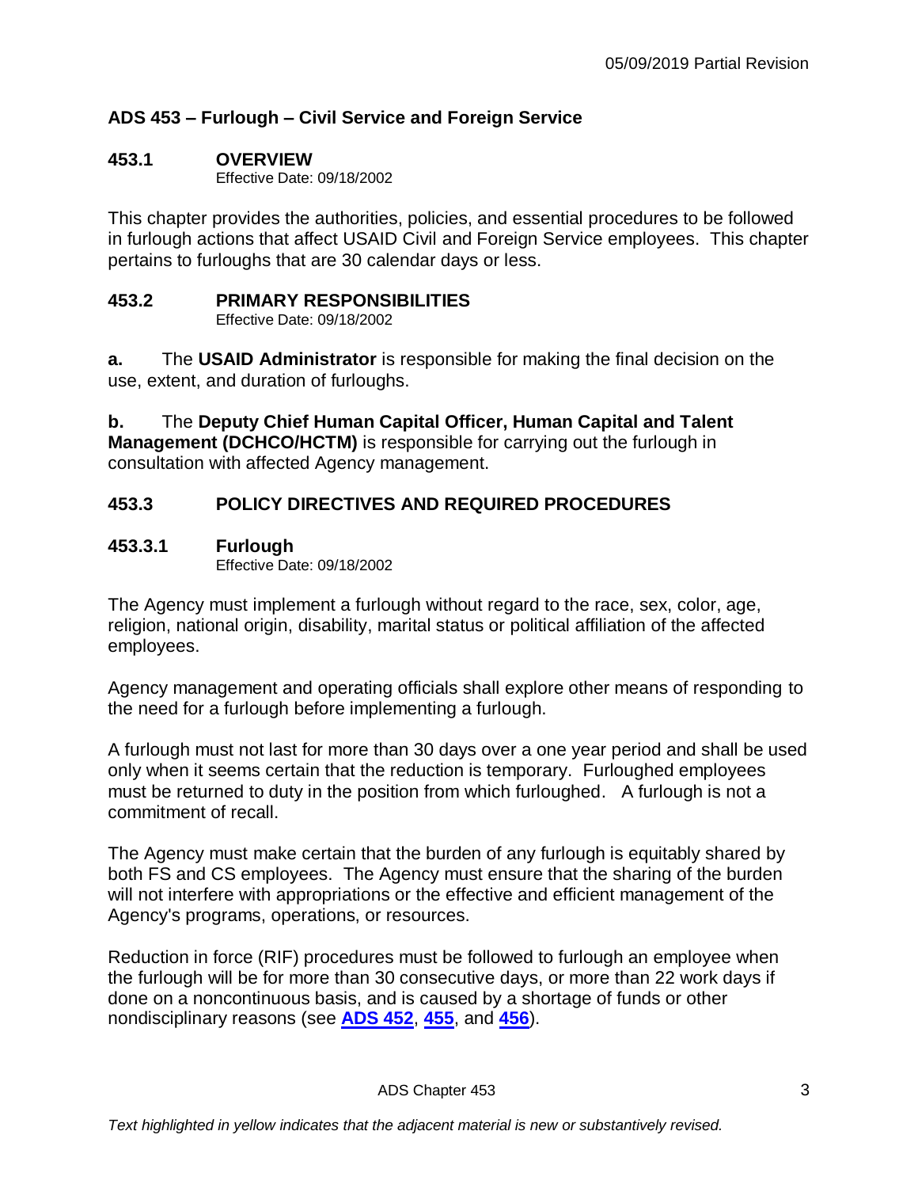# ADS 453 – Furlough – Civil Service and Foreign Service

## 453.1 OVERVIEW

Effective Date: 09/18/2002

This chapter provides the authorities, policies, and essential procedures to be followed in furlough actions that affect USAID Civil and Foreign Service employees. This chapter pertains to furloughs that are 30 calendar days or less.

## 453.2 PRIMARY RESPONSIBILITIES

Effective Date: 09/18/2002

**a.** The **USAID Administrator** is responsible for making the final decision on the use, extent, and duration of furloughs.

**b.** The **Deputy Chief Human Capital Officer, Human Capital and Talent Management (DCHCO/HCTM)** is responsible for carrying out the furlough in consultation with affected Agency management.

## 453.3 POLICY DIRECTIVES AND REQUIRED PROCEDURES

### 453.3.1 Furlough

Effective Date: 09/18/2002

The Agency must implement a furlough without regard to the race, sex, color, age, religion, national origin, disability, marital status or political affiliation of the affected employees.

Agency management and operating officials shall explore other means of responding to the need for a furlough before implementing a furlough.

A furlough must not last for more than 30 days over a one year period and shall be used only when it seems certain that the reduction is temporary. Furloughed employees must be returned to duty in the position from which furloughed. A furlough is not a commitment of recall.

The Agency must make certain that the burden of any furlough is equitably shared by both FS and CS employees. The Agency must ensure that the sharing of the burden will not interfere with appropriations or the effective and efficient management of the Agency's programs, operations, or resources.

Reduction in force (RIF) procedures must be followed to furlough an employee when the furlough will be for more than 30 consecutive days, or more than 22 work days if done on a noncontinuous basis, and is caused by a shortage of funds or other nondisciplinary reasons (see **ADS 452**, **455**, and **456**).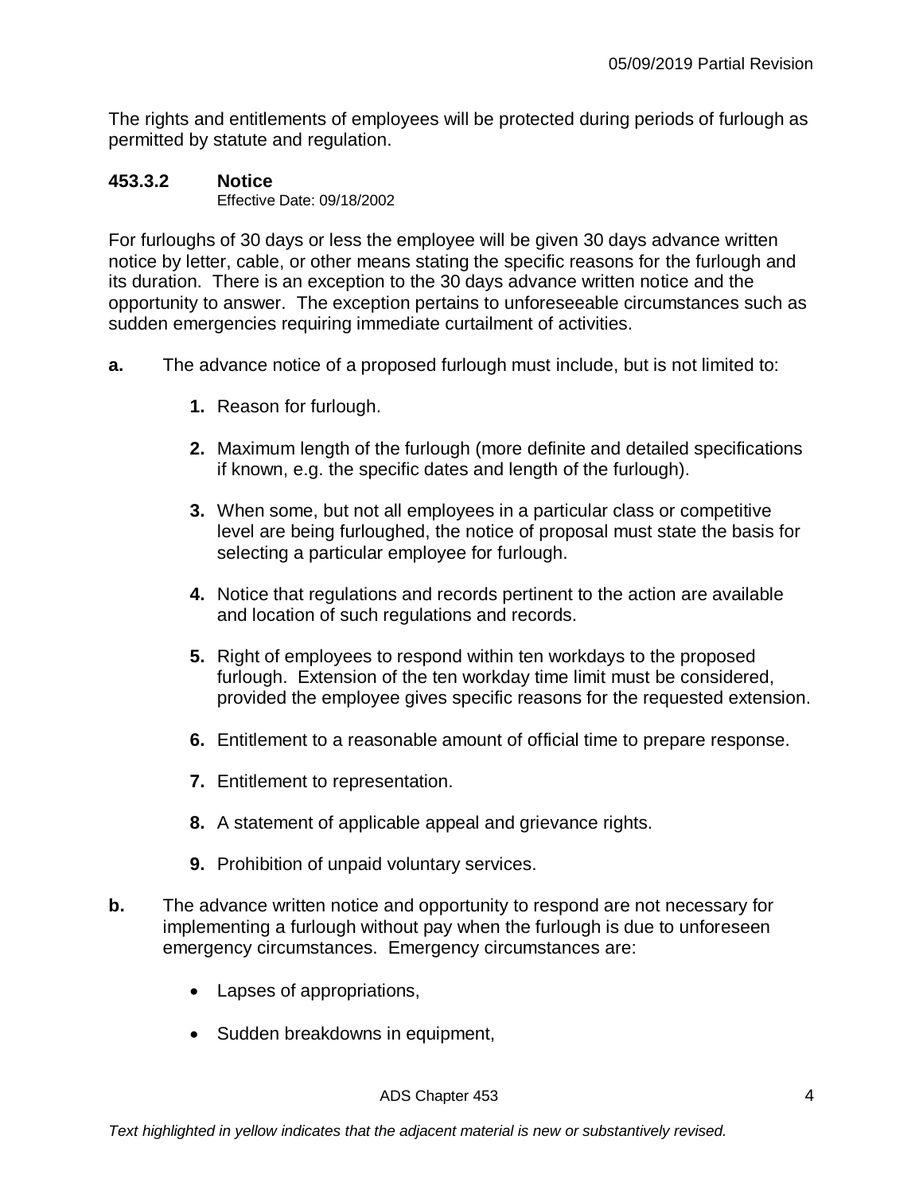The rights and entitlements of employees will be protected during periods of furlough as permitted by statute and regulation.

### 453.3.2 Notice

Effective Date: 09/18/2002

For furloughs of 30 days or less the employee will be given 30 days advance written notice by letter, cable, or other means stating the specific reasons for the furlough and its duration. There is an exception to the 30 days advance written notice and the opportunity to answer. The exception pertains to unforeseeable circumstances such as sudden emergencies requiring immediate curtailment of activities.

**a.** The advance notice of a proposed furlough must include, but is not limited to:

1. Reason for furlough.
2. Maximum length of the furlough (more definite and detailed specifications if known, e.g. the specific dates and length of the furlough).
3. When some, but not all employees in a particular class or competitive level are being furloughed, the notice of proposal must state the basis for selecting a particular employee for furlough.
4. Notice that regulations and records pertinent to the action are available and location of such regulations and records.
5. Right of employees to respond within ten workdays to the proposed furlough. Extension of the ten workday time limit must be considered, provided the employee gives specific reasons for the requested extension.
6. Entitlement to a reasonable amount of official time to prepare response.
7. Entitlement to representation.
8. A statement of applicable appeal and grievance rights.
9. Prohibition of unpaid voluntary services.

**b.** The advance written notice and opportunity to respond are not necessary for implementing a furlough without pay when the furlough is due to unforeseen emergency circumstances. Emergency circumstances are:

- Lapses of appropriations,
- Sudden breakdowns in equipment,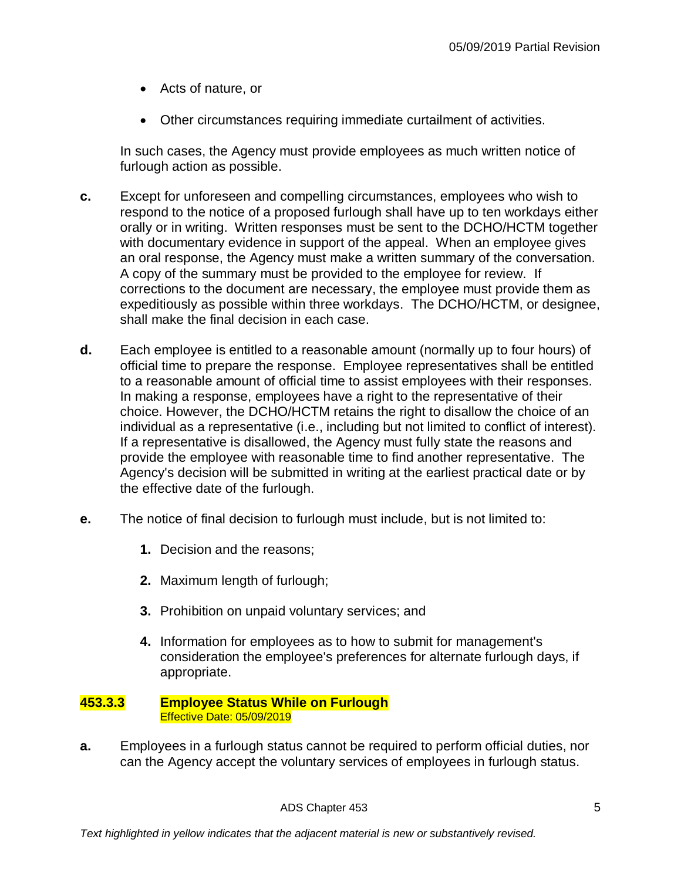- Acts of nature, or
- Other circumstances requiring immediate curtailment of activities.

In such cases, the Agency must provide employees as much written notice of furlough action as possible.

**c.** Except for unforeseen and compelling circumstances, employees who wish to respond to the notice of a proposed furlough shall have up to ten workdays either orally or in writing. Written responses must be sent to the DCHO/HCTM together with documentary evidence in support of the appeal. When an employee gives an oral response, the Agency must make a written summary of the conversation. A copy of the summary must be provided to the employee for review. If corrections to the document are necessary, the employee must provide them as expeditiously as possible within three workdays. The DCHO/HCTM, or designee, shall make the final decision in each case.

**d.** Each employee is entitled to a reasonable amount (normally up to four hours) of official time to prepare the response. Employee representatives shall be entitled to a reasonable amount of official time to assist employees with their responses. In making a response, employees have a right to the representative of their choice. However, the DCHO/HCTM retains the right to disallow the choice of an individual as a representative (i.e., including but not limited to conflict of interest). If a representative is disallowed, the Agency must fully state the reasons and provide the employee with reasonable time to find another representative. The Agency's decision will be submitted in writing at the earliest practical date or by the effective date of the furlough.

**e.** The notice of final decision to furlough must include, but is not limited to:

1. Decision and the reasons;
2. Maximum length of furlough;
3. Prohibition on unpaid voluntary services; and
4. Information for employees as to how to submit for management's consideration the employee's preferences for alternate furlough days, if appropriate.

### 453.3.3 Employee Status While on Furlough

Effective Date: 05/09/2019

**a.** Employees in a furlough status cannot be required to perform official duties, nor can the Agency accept the voluntary services of employees in furlough status.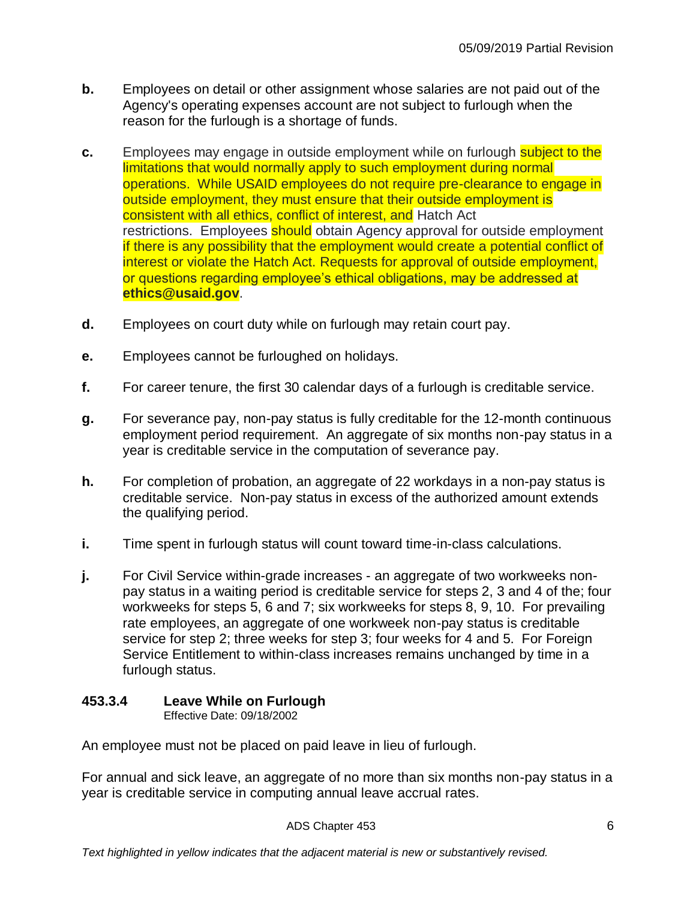**b.** Employees on detail or other assignment whose salaries are not paid out of the Agency's operating expenses account are not subject to furlough when the reason for the furlough is a shortage of funds.

**c.** Employees may engage in outside employment while on furlough subject to the limitations that would normally apply to such employment during normal operations. While USAID employees do not require pre-clearance to engage in outside employment, they must ensure that their outside employment is consistent with all ethics, conflict of interest, and Hatch Act restrictions. Employees should obtain Agency approval for outside employment if there is any possibility that the employment would create a potential conflict of interest or violate the Hatch Act. Requests for approval of outside employment, or questions regarding employee's ethical obligations, may be addressed at **ethics@usaid.gov**.

**d.** Employees on court duty while on furlough may retain court pay.

**e.** Employees cannot be furloughed on holidays.

**f.** For career tenure, the first 30 calendar days of a furlough is creditable service.

**g.** For severance pay, non-pay status is fully creditable for the 12-month continuous employment period requirement. An aggregate of six months non-pay status in a year is creditable service in the computation of severance pay.

**h.** For completion of probation, an aggregate of 22 workdays in a non-pay status is creditable service. Non-pay status in excess of the authorized amount extends the qualifying period.

**i.** Time spent in furlough status will count toward time-in-class calculations.

**j.** For Civil Service within-grade increases - an aggregate of two workweeks non-pay status in a waiting period is creditable service for steps 2, 3 and 4 of the; four workweeks for steps 5, 6 and 7; six workweeks for steps 8, 9, 10. For prevailing rate employees, an aggregate of one workweek non-pay status is creditable service for step 2; three weeks for step 3; four weeks for 4 and 5. For Foreign Service Entitlement to within-class increases remains unchanged by time in a furlough status.

### 453.3.4 Leave While on Furlough

Effective Date: 09/18/2002

An employee must not be placed on paid leave in lieu of furlough.

For annual and sick leave, an aggregate of no more than six months non-pay status in a year is creditable service in computing annual leave accrual rates.

*Text highlighted in yellow indicates that the adjacent material is new or substantively revised.*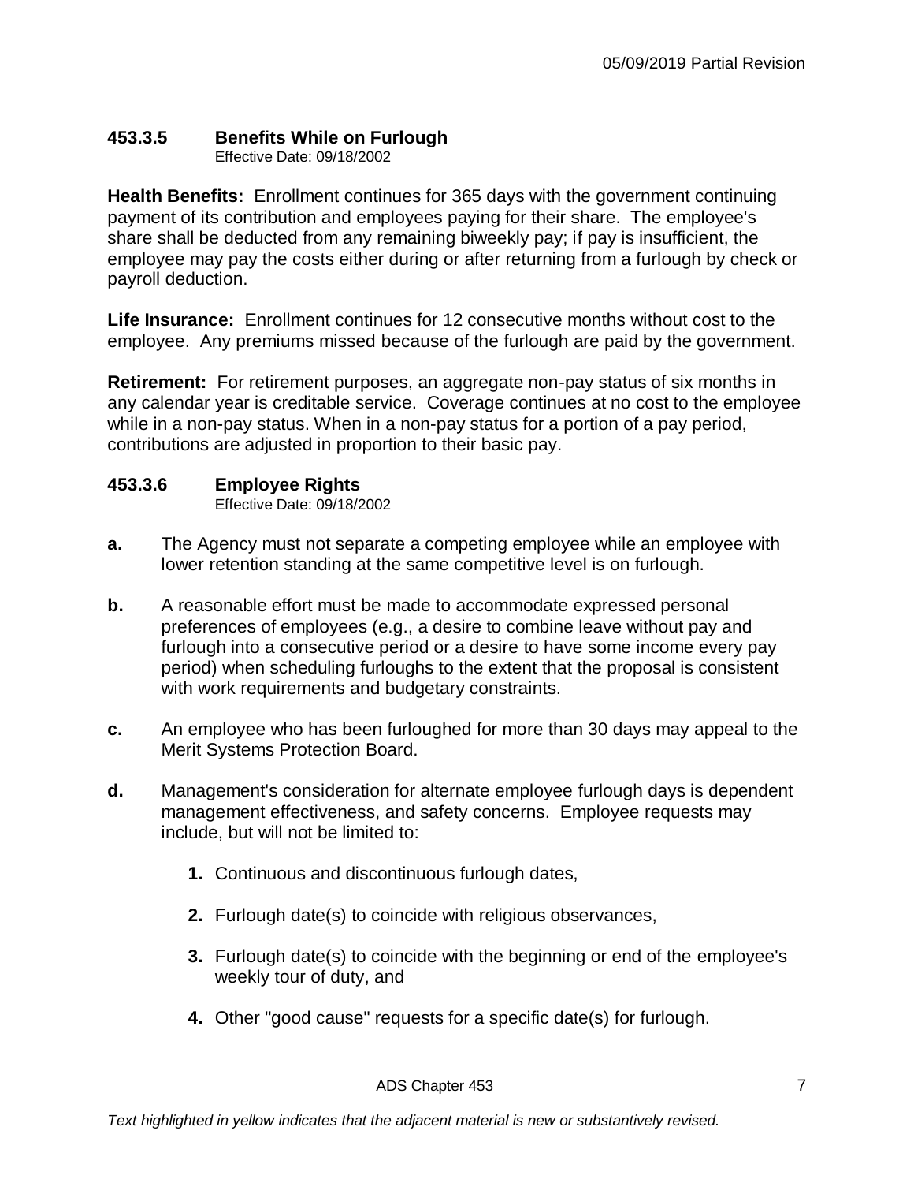### 453.3.5 Benefits While on Furlough

Effective Date: 09/18/2002

**Health Benefits:** Enrollment continues for 365 days with the government continuing payment of its contribution and employees paying for their share. The employee's share shall be deducted from any remaining biweekly pay; if pay is insufficient, the employee may pay the costs either during or after returning from a furlough by check or payroll deduction.

**Life Insurance:** Enrollment continues for 12 consecutive months without cost to the employee. Any premiums missed because of the furlough are paid by the government.

**Retirement:** For retirement purposes, an aggregate non-pay status of six months in any calendar year is creditable service. Coverage continues at no cost to the employee while in a non-pay status. When in a non-pay status for a portion of a pay period, contributions are adjusted in proportion to their basic pay.

### 453.3.6 Employee Rights

Effective Date: 09/18/2002

**a.** The Agency must not separate a competing employee while an employee with lower retention standing at the same competitive level is on furlough.

**b.** A reasonable effort must be made to accommodate expressed personal preferences of employees (e.g., a desire to combine leave without pay and furlough into a consecutive period or a desire to have some income every pay period) when scheduling furloughs to the extent that the proposal is consistent with work requirements and budgetary constraints.

**c.** An employee who has been furloughed for more than 30 days may appeal to the Merit Systems Protection Board.

**d.** Management's consideration for alternate employee furlough days is dependent management effectiveness, and safety concerns. Employee requests may include, but will not be limited to:

1. Continuous and discontinuous furlough dates,
2. Furlough date(s) to coincide with religious observances,
3. Furlough date(s) to coincide with the beginning or end of the employee's weekly tour of duty, and
4. Other "good cause" requests for a specific date(s) for furlough.

*Text highlighted in yellow indicates that the adjacent material is new or substantively revised.*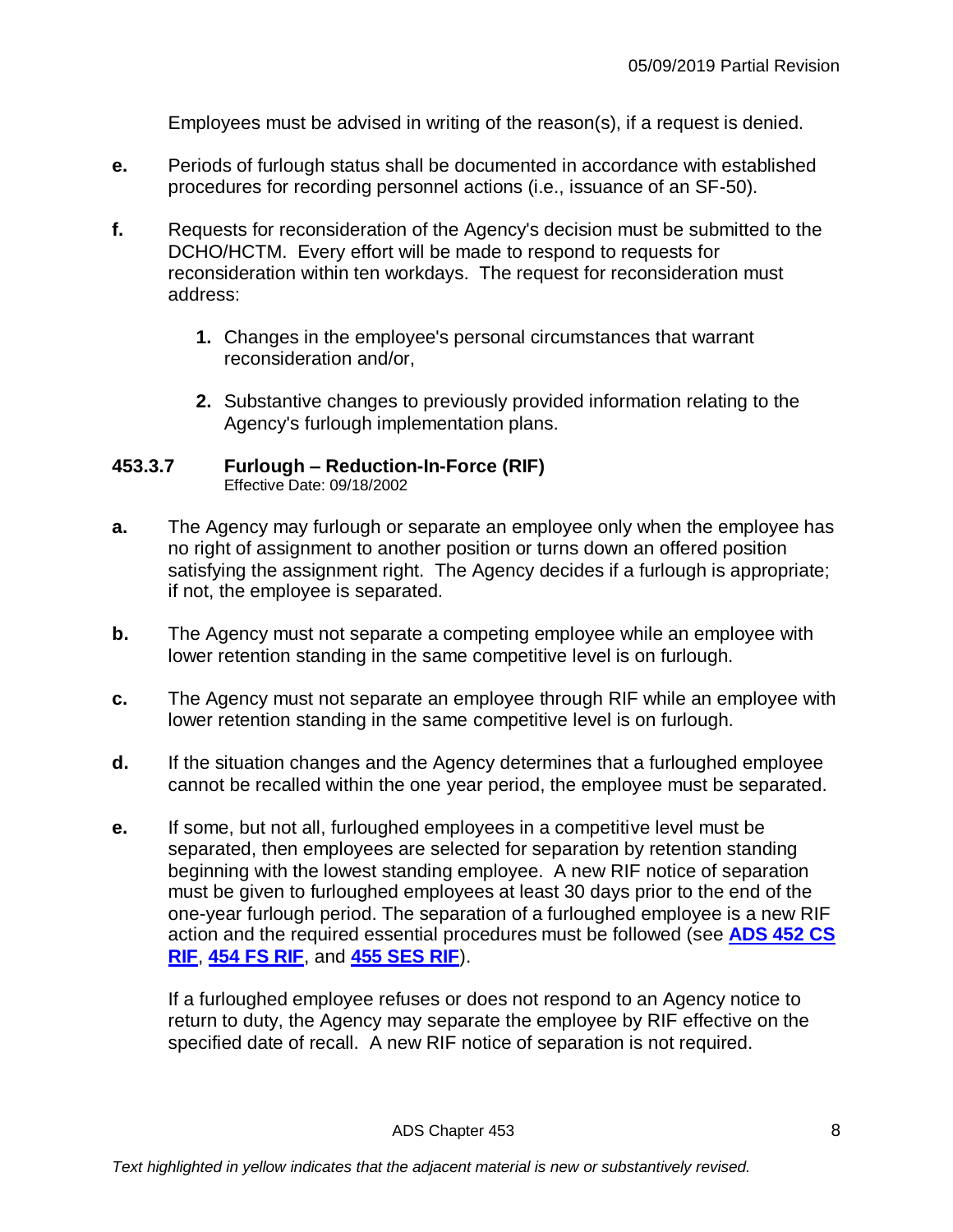Employees must be advised in writing of the reason(s), if a request is denied.

**e.** Periods of furlough status shall be documented in accordance with established procedures for recording personnel actions (i.e., issuance of an SF-50).

**f.** Requests for reconsideration of the Agency's decision must be submitted to the DCHO/HCTM. Every effort will be made to respond to requests for reconsideration within ten workdays. The request for reconsideration must address:

**1.** Changes in the employee's personal circumstances that warrant reconsideration and/or,

**2.** Substantive changes to previously provided information relating to the Agency's furlough implementation plans.

### 453.3.7 Furlough – Reduction-In-Force (RIF)

Effective Date: 09/18/2002

**a.** The Agency may furlough or separate an employee only when the employee has no right of assignment to another position or turns down an offered position satisfying the assignment right. The Agency decides if a furlough is appropriate; if not, the employee is separated.

**b.** The Agency must not separate a competing employee while an employee with lower retention standing in the same competitive level is on furlough.

**c.** The Agency must not separate an employee through RIF while an employee with lower retention standing in the same competitive level is on furlough.

**d.** If the situation changes and the Agency determines that a furloughed employee cannot be recalled within the one year period, the employee must be separated.

**e.** If some, but not all, furloughed employees in a competitive level must be separated, then employees are selected for separation by retention standing beginning with the lowest standing employee. A new RIF notice of separation must be given to furloughed employees at least 30 days prior to the end of the one-year furlough period. The separation of a furloughed employee is a new RIF action and the required essential procedures must be followed (see **ADS 452 CS RIF**, **454 FS RIF**, and **455 SES RIF**).

If a furloughed employee refuses or does not respond to an Agency notice to return to duty, the Agency may separate the employee by RIF effective on the specified date of recall. A new RIF notice of separation is not required.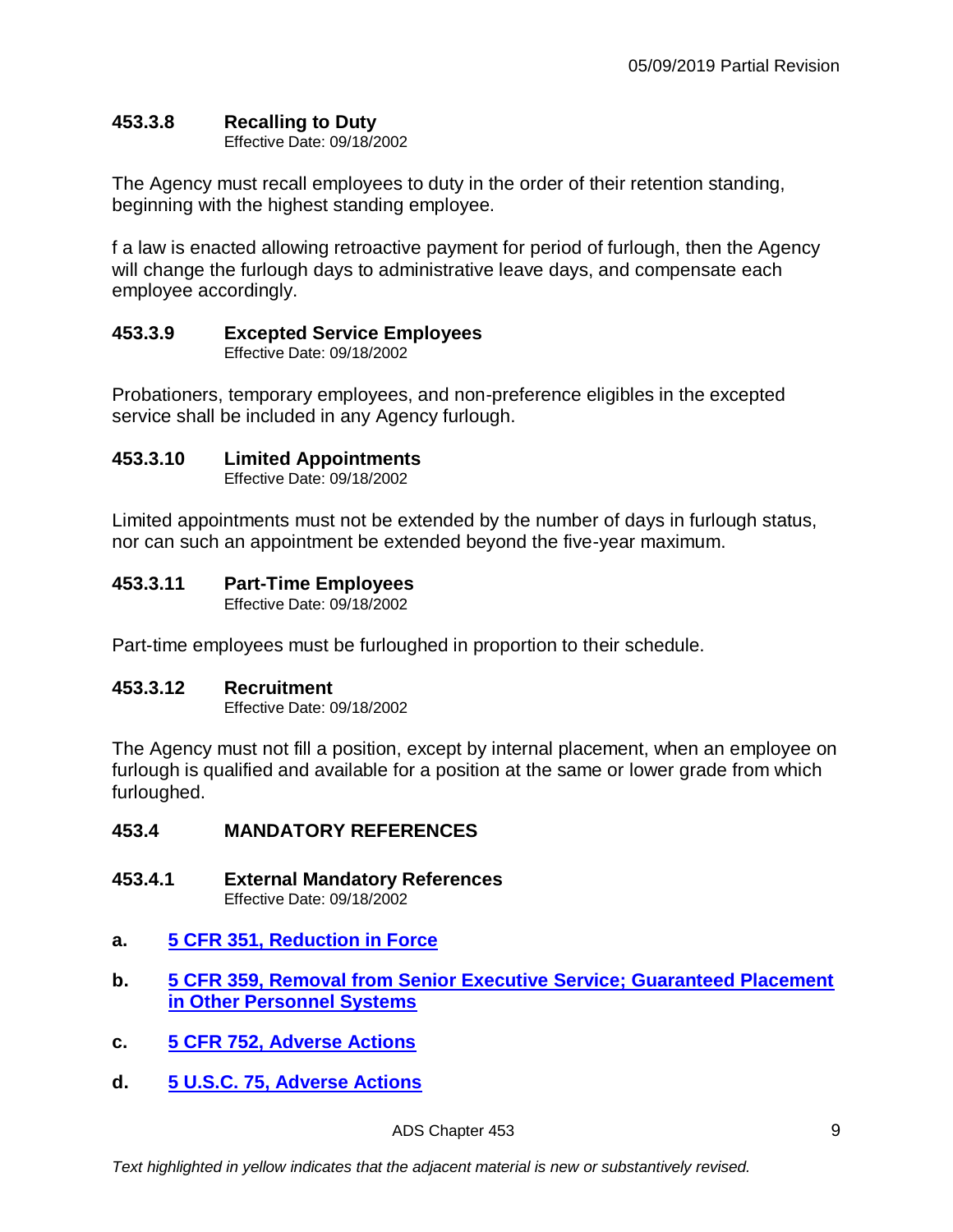### 453.3.8 Recalling to Duty

Effective Date: 09/18/2002

The Agency must recall employees to duty in the order of their retention standing, beginning with the highest standing employee.

f a law is enacted allowing retroactive payment for period of furlough, then the Agency will change the furlough days to administrative leave days, and compensate each employee accordingly.

### 453.3.9 Excepted Service Employees

Effective Date: 09/18/2002

Probationers, temporary employees, and non-preference eligibles in the excepted service shall be included in any Agency furlough.

### 453.3.10 Limited Appointments

Effective Date: 09/18/2002

Limited appointments must not be extended by the number of days in furlough status, nor can such an appointment be extended beyond the five-year maximum.

### 453.3.11 Part-Time Employees

Effective Date: 09/18/2002

Part-time employees must be furloughed in proportion to their schedule.

### 453.3.12 Recruitment

Effective Date: 09/18/2002

The Agency must not fill a position, except by internal placement, when an employee on furlough is qualified and available for a position at the same or lower grade from which furloughed.

## 453.4 MANDATORY REFERENCES

### 453.4.1 External Mandatory References

Effective Date: 09/18/2002

a. **5 CFR 351, Reduction in Force**

b. **5 CFR 359, Removal from Senior Executive Service; Guaranteed Placement in Other Personnel Systems**

c. **5 CFR 752, Adverse Actions**

d. **5 U.S.C. 75, Adverse Actions**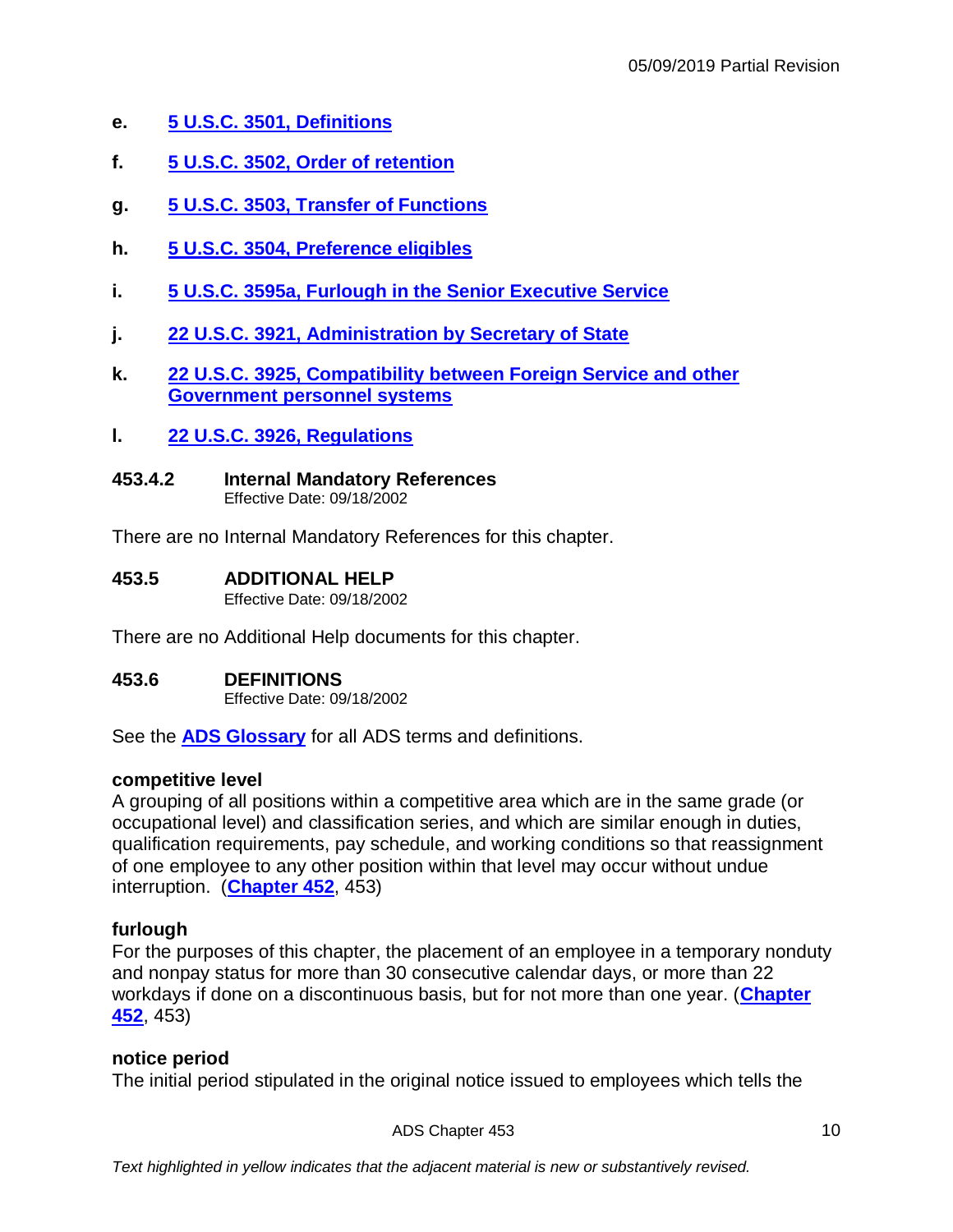e. **5 U.S.C. 3501, Definitions**

f. **5 U.S.C. 3502, Order of retention**

g. **5 U.S.C. 3503, Transfer of Functions**

h. **5 U.S.C. 3504, Preference eligibles**

i. **5 U.S.C. 3595a, Furlough in the Senior Executive Service**

j. **22 U.S.C. 3921, Administration by Secretary of State**

k. **22 U.S.C. 3925, Compatibility between Foreign Service and other Government personnel systems**

l. **22 U.S.C. 3926, Regulations**

### 453.4.2 Internal Mandatory References
Effective Date: 09/18/2002

There are no Internal Mandatory References for this chapter.

## 453.5 ADDITIONAL HELP
Effective Date: 09/18/2002

There are no Additional Help documents for this chapter.

## 453.6 DEFINITIONS
Effective Date: 09/18/2002

See the **ADS Glossary** for all ADS terms and definitions.

**competitive level**
A grouping of all positions within a competitive area which are in the same grade (or occupational level) and classification series, and which are similar enough in duties, qualification requirements, pay schedule, and working conditions so that reassignment of one employee to any other position within that level may occur without undue interruption. (**Chapter 452**, 453)

**furlough**
For the purposes of this chapter, the placement of an employee in a temporary nonduty and nonpay status for more than 30 consecutive calendar days, or more than 22 workdays if done on a discontinuous basis, but for not more than one year. (**Chapter 452**, 453)

**notice period**
The initial period stipulated in the original notice issued to employees which tells the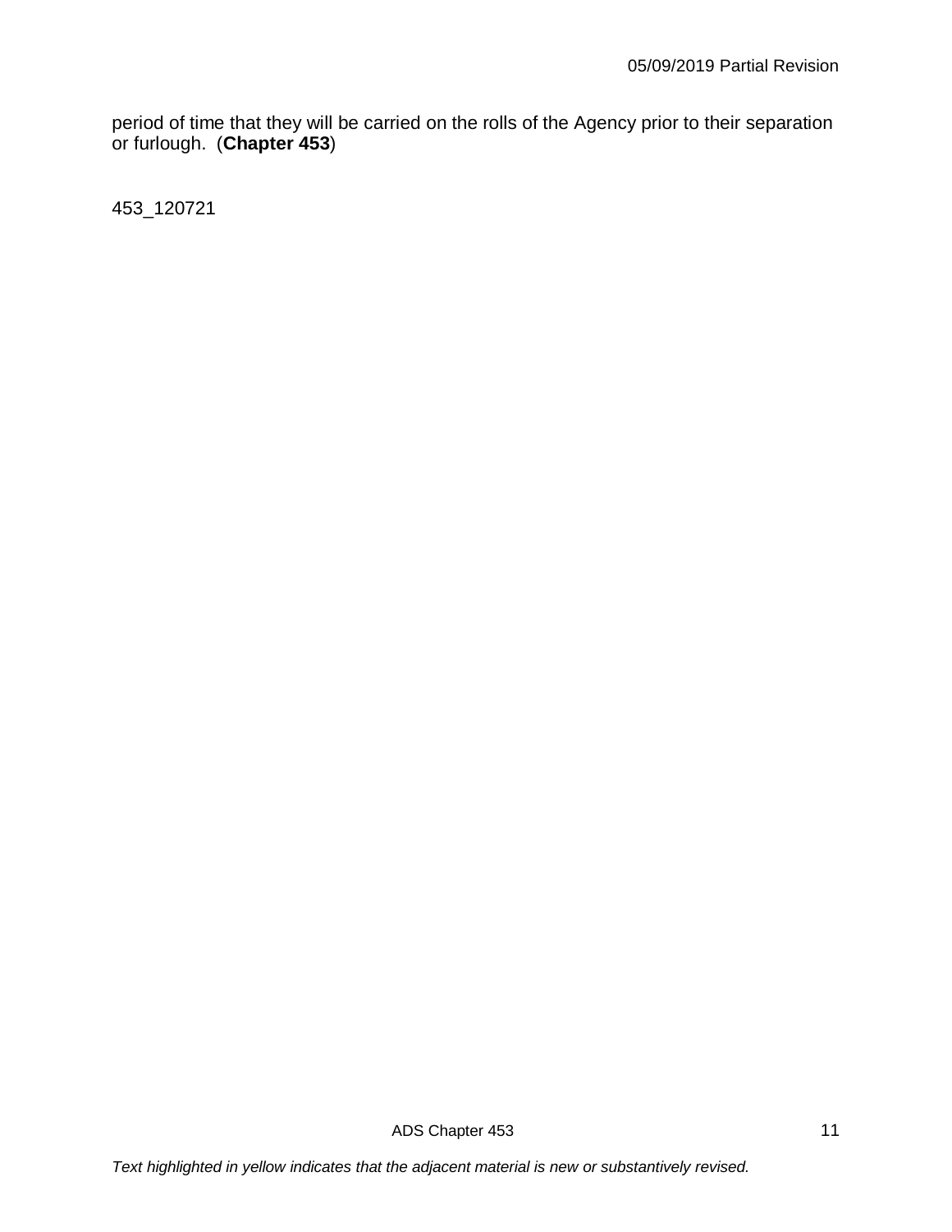period of time that they will be carried on the rolls of the Agency prior to their separation or furlough. (**Chapter 453**)

453_120721